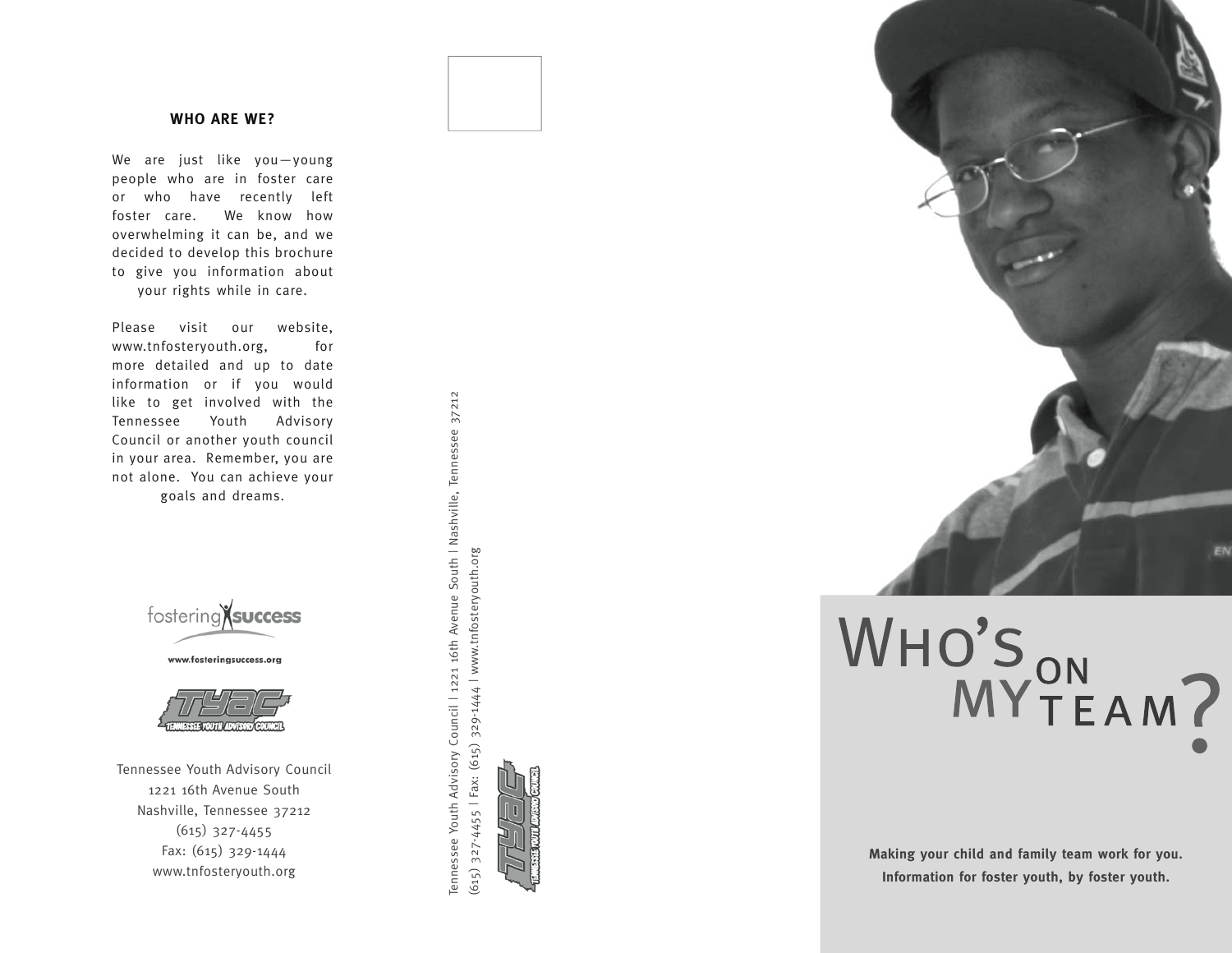## WHO ARE WE?

We are just like you—young people who are in foster care or who have recently left foster care. We know how overwhelming it can be, and we decided to develop this brochure to give you information about your rights while in care.

Please visit our website, www.tnfosteryouth.org, for more detailed and up to date information or if you would like to get involved with the Tennessee Youth Advisory Council or another youth council in your area. Remember, you are not alone. You can achieve your goals and dreams.

fostering success

www.fosteringsuccess.org

TYAC — Tennessee Youth Advisory Council

Tennessee Youth Advisory Council
1221 16th Avenue South
Nashville, Tennessee 37212
(615) 327-4455
Fax: (615) 329-1444
www.tnfosteryouth.org

Tennessee Youth Advisory Council | 1221 16th Avenue South | Nashville, Tennessee 37212
(615) 327-4455 | Fax: (615) 329-1444 | www.tnfosteryouth.org

# WHO'S ON MY TEAM?

**Making your child and family team work for you.**
**Information for foster youth, by foster youth.**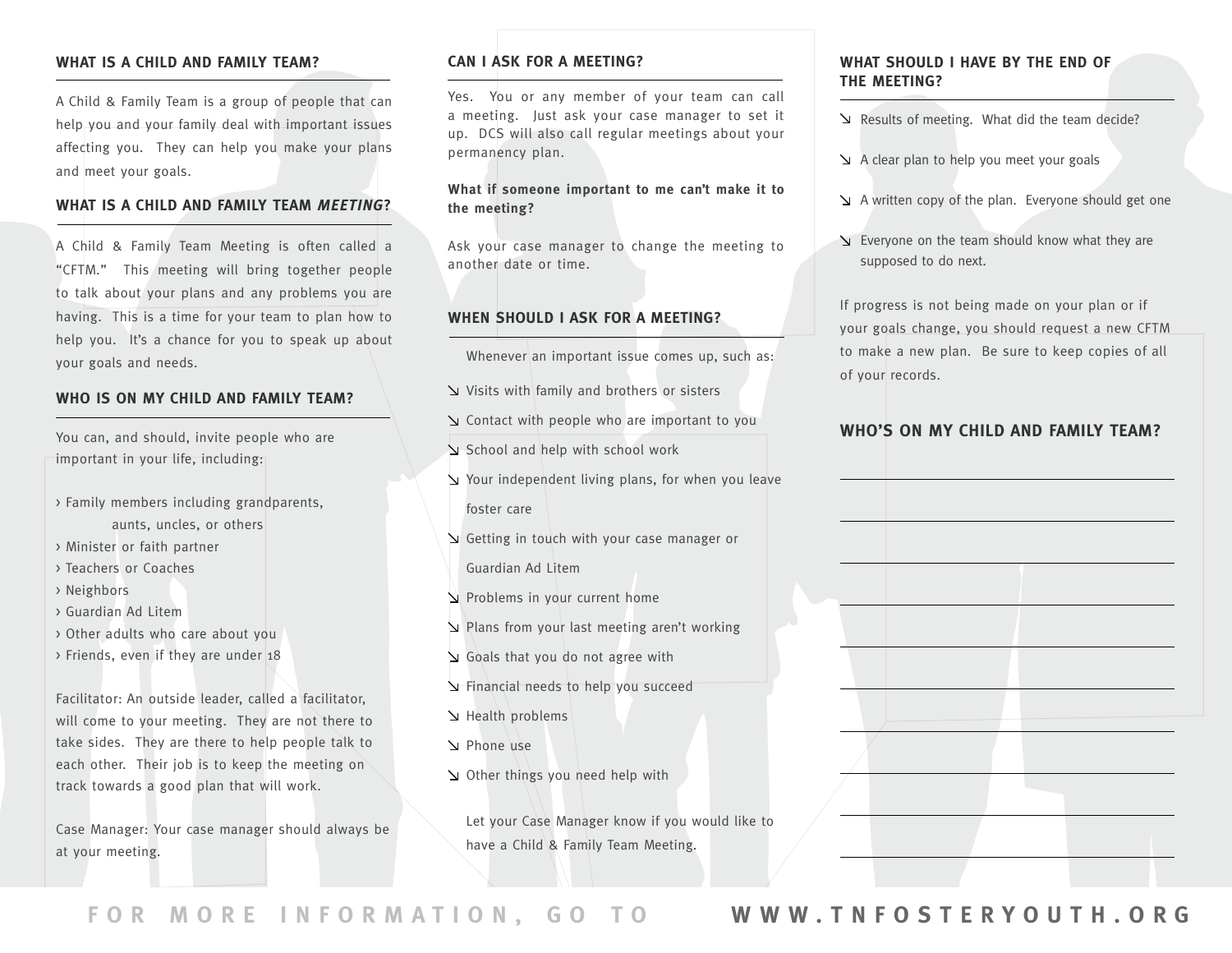## WHAT IS A CHILD AND FAMILY TEAM?

A Child & Family Team is a group of people that can help you and your family deal with important issues affecting you. They can help you make your plans and meet your goals.

## WHAT IS A CHILD AND FAMILY TEAM *MEETING*?

A Child & Family Team Meeting is often called a "CFTM." This meeting will bring together people to talk about your plans and any problems you are having. This is a time for your team to plan how to help you. It's a chance for you to speak up about your goals and needs.

## WHO IS ON MY CHILD AND FAMILY TEAM?

You can, and should, invite people who are important in your life, including:

› Family members including grandparents, aunts, uncles, or others
› Minister or faith partner
› Teachers or Coaches
› Neighbors
› Guardian Ad Litem
› Other adults who care about you
› Friends, even if they are under 18

Facilitator: An outside leader, called a facilitator, will come to your meeting. They are not there to take sides. They are there to help people talk to each other. Their job is to keep the meeting on track towards a good plan that will work.

Case Manager: Your case manager should always be at your meeting.

## CAN I ASK FOR A MEETING?

Yes. You or any member of your team can call a meeting. Just ask your case manager to set it up. DCS will also call regular meetings about your permanency plan.

**What if someone important to me can't make it to the meeting?**

Ask your case manager to change the meeting to another date or time.

## WHEN SHOULD I ASK FOR A MEETING?

Whenever an important issue comes up, such as:

↘ Visits with family and brothers or sisters
↘ Contact with people who are important to you
↘ School and help with school work
↘ Your independent living plans, for when you leave foster care
↘ Getting in touch with your case manager or Guardian Ad Litem
↘ Problems in your current home
↘ Plans from your last meeting aren't working
↘ Goals that you do not agree with
↘ Financial needs to help you succeed
↘ Health problems
↘ Phone use
↘ Other things you need help with

Let your Case Manager know if you would like to have a Child & Family Team Meeting.

## WHAT SHOULD I HAVE BY THE END OF THE MEETING?

↘ Results of meeting. What did the team decide?
↘ A clear plan to help you meet your goals
↘ A written copy of the plan. Everyone should get one
↘ Everyone on the team should know what they are supposed to do next.

If progress is not being made on your plan or if your goals change, you should request a new CFTM to make a new plan. Be sure to keep copies of all of your records.

## WHO'S ON MY CHILD AND FAMILY TEAM?

______________________________
______________________________
______________________________
______________________________
______________________________
______________________________
______________________________
______________________________
______________________________
______________________________

FOR MORE INFORMATION, GO TO **WWW.TNFOSTERYOUTH.ORG**